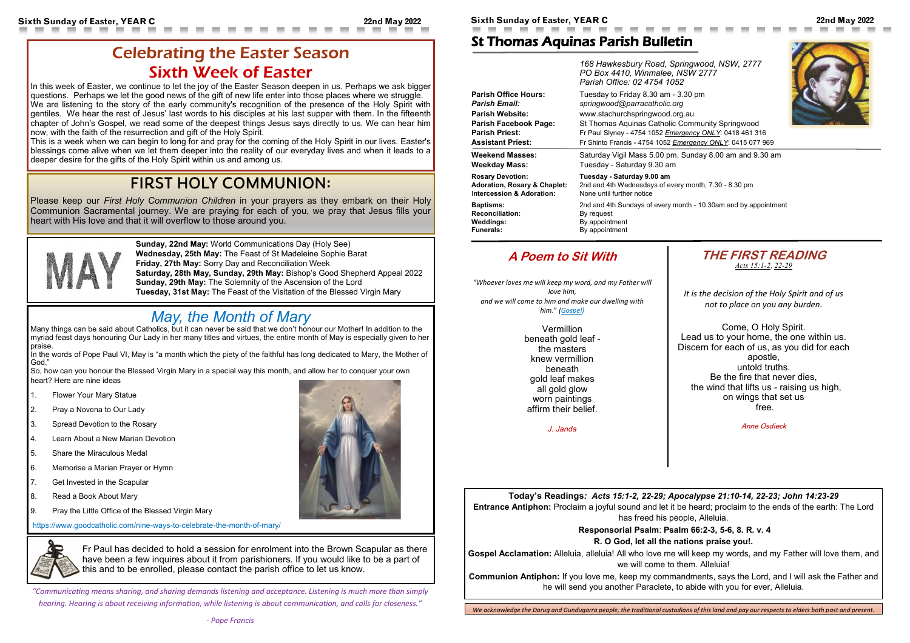# Celebrating the Easter Season
## Sixth Week of Easter

In this week of Easter, we continue to let the joy of the Easter Season deepen in us. Perhaps we ask bigger questions. Perhaps we let the good news of the gift of new life enter into those places where we struggle. We are listening to the story of the early community's recognition of the presence of the Holy Spirit with gentiles. We hear the rest of Jesus' last words to his disciples at his last supper with them. In the fifteenth chapter of John's Gospel, we read some of the deepest things Jesus says directly to us. We can hear him now, with the faith of the resurrection and gift of the Holy Spirit.

This is a week when we can begin to long for and pray for the coming of the Holy Spirit in our lives. Easter's blessings come alive when we let them deeper into the reality of our everyday lives and when it leads to a deeper desire for the gifts of the Holy Spirit within us and among us.

## FIRST HOLY COMMUNION:

Please keep our *First Holy Communion Children* in your prayers as they embark on their Holy Communion Sacramental journey. We are praying for each of you, we pray that Jesus fills your heart with His love and that it will overflow to those around you.

MAY

**Sunday, 22nd May:** World Communications Day (Holy See)
**Wednesday, 25th May:** The Feast of St Madeleine Sophie Barat
**Friday, 27th May:** Sorry Day and Reconciliation Week
**Saturday, 28th May, Sunday, 29th May:** Bishop's Good Shepherd Appeal 2022
**Sunday, 29th May:** The Solemnity of the Ascension of the Lord
**Tuesday, 31st May:** The Feast of the Visitation of the Blessed Virgin Mary

## *May, the Month of Mary*

Many things can be said about Catholics, but it can never be said that we don't honour our Mother! In addition to the myriad feast days honouring Our Lady in her many titles and virtues, the entire month of May is especially given to her praise.

In the words of Pope Paul VI, May is "a month which the piety of the faithful has long dedicated to Mary, the Mother of God."

So, how can you honour the Blessed Virgin Mary in a special way this month, and allow her to conquer your own heart? Here are nine ideas

1. Flower Your Mary Statue
2. Pray a Novena to Our Lady
3. Spread Devotion to the Rosary
4. Learn About a New Marian Devotion
5. Share the Miraculous Medal
6. Memorise a Marian Prayer or Hymn
7. Get Invested in the Scapular
8. Read a Book About Mary
9. Pray the Little Office of the Blessed Virgin Mary

https://www.goodcatholic.com/nine-ways-to-celebrate-the-month-of-mary/

Fr Paul has decided to hold a session for enrolment into the Brown Scapular as there have been a few inquires about it from parishioners. If you would like to be a part of this and to be enrolled, please contact the parish office to let us know.

*"Communicating means sharing, and sharing demands listening and acceptance. Listening is much more than simply hearing. Hearing is about receiving information, while listening is about communication, and calls for closeness."*

*- Pope Francis*

# St Thomas Aquinas Parish Bulletin

*168 Hawkesbury Road, Springwood, NSW, 2777*
*PO Box 4410, Winmalee, NSW 2777*
*Parish Office: 02 4754 1052*

| | |
|---|---|
| **Parish Office Hours:** | Tuesday to Friday 8.30 am - 3.30 pm |
| ***Parish Email:*** | *springwood@parracatholic.org* |
| **Parish Website:** | www.stachurchspringwood.org.au |
| **Parish Facebook Page:** | St Thomas Aquinas Catholic Community Springwood |
| **Parish Priest:** | Fr Paul Slyney - 4754 1052 *Emergency ONLY*: 0418 461 316 |
| **Assistant Priest:** | Fr Shinto Francis - 4754 1052 *Emergency ONLY*: 0415 077 969 |
| **Weekend Masses:** | Saturday Vigil Mass 5.00 pm, Sunday 8.00 am and 9.30 am |
| **Weekday Mass:** | Tuesday - Saturday 9.30 am |
| **Rosary Devotion:** | **Tuesday - Saturday 9.00 am** |
| **Adoration, Rosary & Chaplet:** | 2nd and 4th Wednesdays of every month, 7.30 - 8.30 pm |
| **Intercession & Adoration:** | None until further notice |
| **Baptisms:** | 2nd and 4th Sundays of every month - 10.30am and by appointment |
| **Reconciliation:** | By request |
| **Weddings:** | By appointment |
| **Funerals:** | By appointment |

## *A Poem to Sit With*

*"Whoever loves me will keep my word, and my Father will love him,*
*and we will come to him and make our dwelling with him." (Gospel)*

Vermillion
beneath gold leaf -
the masters
knew vermillion
beneath
gold leaf makes
all gold glow
worn paintings
affirm their belief.

*J. Janda*

## *THE FIRST READING*

*Acts 15:1-2, 22-29*

*It is the decision of the Holy Spirit and of us not to place on you any burden.*

Come, O Holy Spirit.
Lead us to your home, the one within us.
Discern for each of us, as you did for each apostle,
untold truths.
Be the fire that never dies,
the wind that lifts us - raising us high,
on wings that set us
free.

*Anne Osdieck*

**Today's Readings*: Acts 15:1-2, 22-29; Apocalypse 21:10-14, 22-23; John 14:23-29***

**Entrance Antiphon:** Proclaim a joyful sound and let it be heard; proclaim to the ends of the earth: The Lord has freed his people, Alleluia.

**Responsorial Psalm**: **Psalm 66:2-3, 5-6, 8. R. v. 4**

**R. O God, let all the nations praise you!.**

**Gospel Acclamation:** Alleluia, alleluia! All who love me will keep my words, and my Father will love them, and we will come to them. Alleluia!

**Communion Antiphon:** If you love me, keep my commandments, says the Lord, and I will ask the Father and he will send you another Paraclete, to abide with you for ever, Alleluia.

*We acknowledge the Darug and Gundugarra people, the traditional custodians of this land and pay our respects to elders both past and present.*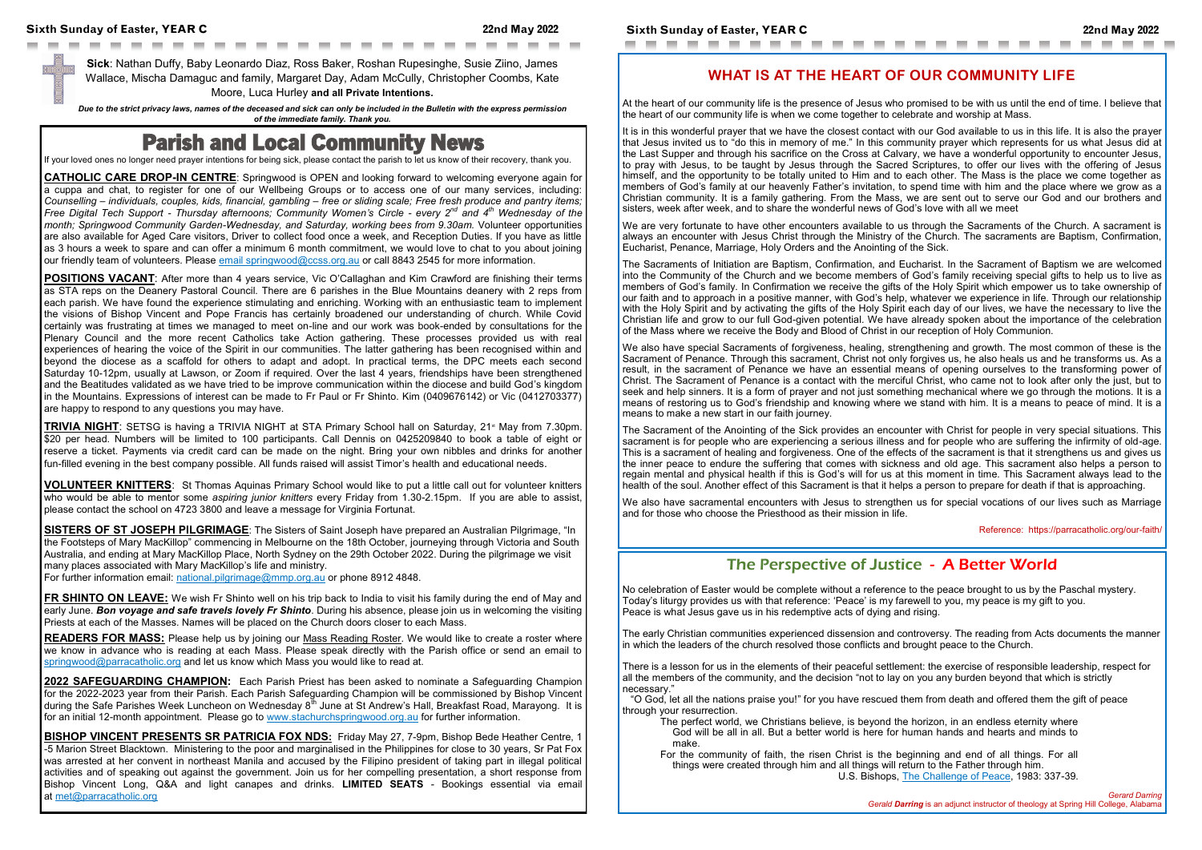**Sick**: Nathan Duffy, Baby Leonardo Diaz, Ross Baker, Roshan Rupesinghe, Susie Ziino, James Wallace, Mischa Damaguc and family, Margaret Day, Adam McCully, Christopher Coombs, Kate Moore, Luca Hurley **and all Private Intentions.**

***Due to the strict privacy laws, names of the deceased and sick can only be included in the Bulletin with the express permission of the immediate family. Thank you.***

# Parish and Local Community News

If your loved ones no longer need prayer intentions for being sick, please contact the parish to let us know of their recovery, thank you.

**CATHOLIC CARE DROP-IN CENTRE**: Springwood is OPEN and looking forward to welcoming everyone again for a cuppa and chat, to register for one of our Wellbeing Groups or to access one of our many services, including: *Counselling – individuals, couples, kids, financial, gambling – free or sliding scale; Free fresh produce and pantry items; Free Digital Tech Support - Thursday afternoons; Community Women's Circle - every 2nd and 4th Wednesday of the month; Springwood Community Garden-Wednesday, and Saturday, working bees from 9.30am.* Volunteer opportunities are also available for Aged Care visitors, Driver to collect food once a week, and Reception Duties. If you have as little as 3 hours a week to spare and can offer a minimum 6 month commitment, we would love to chat to you about joining our friendly team of volunteers. Please email springwood@ccss.org.au or call 8843 2545 for more information.

**POSITIONS VACANT**: After more than 4 years service, Vic O'Callaghan and Kim Crawford are finishing their terms as STA reps on the Deanery Pastoral Council. There are 6 parishes in the Blue Mountains deanery with 2 reps from each parish. We have found the experience stimulating and enriching. Working with an enthusiastic team to implement the visions of Bishop Vincent and Pope Francis has certainly broadened our understanding of church. While Covid certainly was frustrating at times we managed to meet on-line and our work was book-ended by consultations for the Plenary Council and the more recent Catholics take Action gathering. These processes provided us with real experiences of hearing the voice of the Spirit in our communities. The latter gathering has been recognised within and beyond the diocese as a scaffold for others to adapt and adopt. In practical terms, the DPC meets each second Saturday 10-12pm, usually at Lawson, or Zoom if required. Over the last 4 years, friendships have been strengthened and the Beatitudes validated as we have tried to be improve communication within the diocese and build God's kingdom in the Mountains. Expressions of interest can be made to Fr Paul or Fr Shinto. Kim (0409676142) or Vic (0412703277) are happy to respond to any questions you may have.

**TRIVIA NIGHT**: SETSG is having a TRIVIA NIGHT at STA Primary School hall on Saturday, 21st May from 7.30pm. $20 per head. Numbers will be limited to 100 participants. Call Dennis on 0425209840 to book a table of eight or reserve a ticket. Payments via credit card can be made on the night. Bring your own nibbles and drinks for another fun-filled evening in the best company possible. All funds raised will assist Timor's health and educational needs.

**VOLUNTEER KNITTERS**: St Thomas Aquinas Primary School would like to put a little call out for volunteer knitters who would be able to mentor some *aspiring junior knitters* every Friday from 1.30-2.15pm. If you are able to assist, please contact the school on 4723 3800 and leave a message for Virginia Fortunat.

**SISTERS OF ST JOSEPH PILGRIMAGE**: The Sisters of Saint Joseph have prepared an Australian Pilgrimage, "In the Footsteps of Mary MacKillop" commencing in Melbourne on the 18th October, journeying through Victoria and South Australia, and ending at Mary MacKillop Place, North Sydney on the 29th October 2022. During the pilgrimage we visit many places associated with Mary MacKillop's life and ministry.
For further information email: national.pilgrimage@mmp.org.au or phone 8912 4848.

**FR SHINTO ON LEAVE:** We wish Fr Shinto well on his trip back to India to visit his family during the end of May and early June. ***Bon voyage and safe travels lovely Fr Shinto***. During his absence, please join us in welcoming the visiting Priests at each of the Masses. Names will be placed on the Church doors closer to each Mass.

**READERS FOR MASS:** Please help us by joining our Mass Reading Roster. We would like to create a roster where we know in advance who is reading at each Mass. Please speak directly with the Parish office or send an email to springwood@parracatholic.org and let us know which Mass you would like to read at.

**2022 SAFEGUARDING CHAMPION:** Each Parish Priest has been asked to nominate a Safeguarding Champion for the 2022-2023 year from their Parish. Each Parish Safeguarding Champion will be commissioned by Bishop Vincent during the Safe Parishes Week Luncheon on Wednesday 8th June at St Andrew's Hall, Breakfast Road, Marayong. It is for an initial 12-month appointment. Please go to www.stachurchspringwood.org.au for further information.

**BISHOP VINCENT PRESENTS SR PATRICIA FOX NDS:** Friday May 27, 7-9pm, Bishop Bede Heather Centre, 1 -5 Marion Street Blacktown. Ministering to the poor and marginalised in the Philippines for close to 30 years, Sr Pat Fox was arrested at her convent in northeast Manila and accused by the Filipino president of taking part in illegal political activities and of speaking out against the government. Join us for her compelling presentation, a short response from Bishop Vincent Long, Q&A and light canapes and drinks. **LIMITED SEATS** - Bookings essential via email at met@parracatholic.org

## WHAT IS AT THE HEART OF OUR COMMUNITY LIFE

At the heart of our community life is the presence of Jesus who promised to be with us until the end of time. I believe that the heart of our community life is when we come together to celebrate and worship at Mass.

It is in this wonderful prayer that we have the closest contact with our God available to us in this life. It is also the prayer that Jesus invited us to "do this in memory of me." In this community prayer which represents for us what Jesus did at the Last Supper and through his sacrifice on the Cross at Calvary, we have a wonderful opportunity to encounter Jesus, to pray with Jesus, to be taught by Jesus through the Sacred Scriptures, to offer our lives with the offering of Jesus himself, and the opportunity to be totally united to Him and to each other. The Mass is the place we come together as members of God's family at our heavenly Father's invitation, to spend time with him and the place where we grow as a Christian community. It is a family gathering. From the Mass, we are sent out to serve our God and our brothers and sisters, week after week, and to share the wonderful news of God's love with all we meet

We are very fortunate to have other encounters available to us through the Sacraments of the Church. A sacrament is always an encounter with Jesus Christ through the Ministry of the Church. The sacraments are Baptism, Confirmation, Eucharist, Penance, Marriage, Holy Orders and the Anointing of the Sick.

The Sacraments of Initiation are Baptism, Confirmation, and Eucharist. In the Sacrament of Baptism we are welcomed into the Community of the Church and we become members of God's family receiving special gifts to help us to live as members of God's family. In Confirmation we receive the gifts of the Holy Spirit which empower us to take ownership of our faith and to approach in a positive manner, with God's help, whatever we experience in life. Through our relationship with the Holy Spirit and by activating the gifts of the Holy Spirit each day of our lives, we have the necessary to live the Christian life and grow to our full God-given potential. We have already spoken about the importance of the celebration of the Mass where we receive the Body and Blood of Christ in our reception of Holy Communion.

We also have special Sacraments of forgiveness, healing, strengthening and growth. The most common of these is the Sacrament of Penance. Through this sacrament, Christ not only forgives us, he also heals us and he transforms us. As a result, in the sacrament of Penance we have an essential means of opening ourselves to the transforming power of Christ. The Sacrament of Penance is a contact with the merciful Christ, who came not to look after only the just, but to seek and help sinners. It is a form of prayer and not just something mechanical where we go through the motions. It is a means of restoring us to God's friendship and knowing where we stand with him. It is a means to peace of mind. It is a means to make a new start in our faith journey.

The Sacrament of the Anointing of the Sick provides an encounter with Christ for people in very special situations. This sacrament is for people who are experiencing a serious illness and for people who are suffering the infirmity of old-age. This is a sacrament of healing and forgiveness. One of the effects of the sacrament is that it strengthens us and gives us the inner peace to endure the suffering that comes with sickness and old age. This sacrament also helps a person to regain mental and physical health if this is God's will for us at this moment in time. This Sacrament always lead to the health of the soul. Another effect of this Sacrament is that it helps a person to prepare for death if that is approaching.

We also have sacramental encounters with Jesus to strengthen us for special vocations of our lives such as Marriage and for those who choose the Priesthood as their mission in life.

Reference: https://parracatholic.org/our-faith/

## The Perspective of Justice - A Better World

No celebration of Easter would be complete without a reference to the peace brought to us by the Paschal mystery. Today's liturgy provides us with that reference: 'Peace' is my farewell to you, my peace is my gift to you.
Peace is what Jesus gave us in his redemptive acts of dying and rising.

The early Christian communities experienced dissension and controversy. The reading from Acts documents the manner in which the leaders of the church resolved those conflicts and brought peace to the Church.

There is a lesson for us in the elements of their peaceful settlement: the exercise of responsible leadership, respect for all the members of the community, and the decision "not to lay on you any burden beyond that which is strictly necessary."

"O God, let all the nations praise you!" for you have rescued them from death and offered them the gift of peace through your resurrection.

> The perfect world, we Christians believe, is beyond the horizon, in an endless eternity where God will be all in all. But a better world is here for human hands and hearts and minds to make.
>
> For the community of faith, the risen Christ is the beginning and end of all things. For all things were created through him and all things will return to the Father through him.
>
> U.S. Bishops, The Challenge of Peace, 1983: 337-39.

*Gerard Darring*
*Gerald **Darring** is an adjunct instructor of theology at Spring Hill College, Alabama*